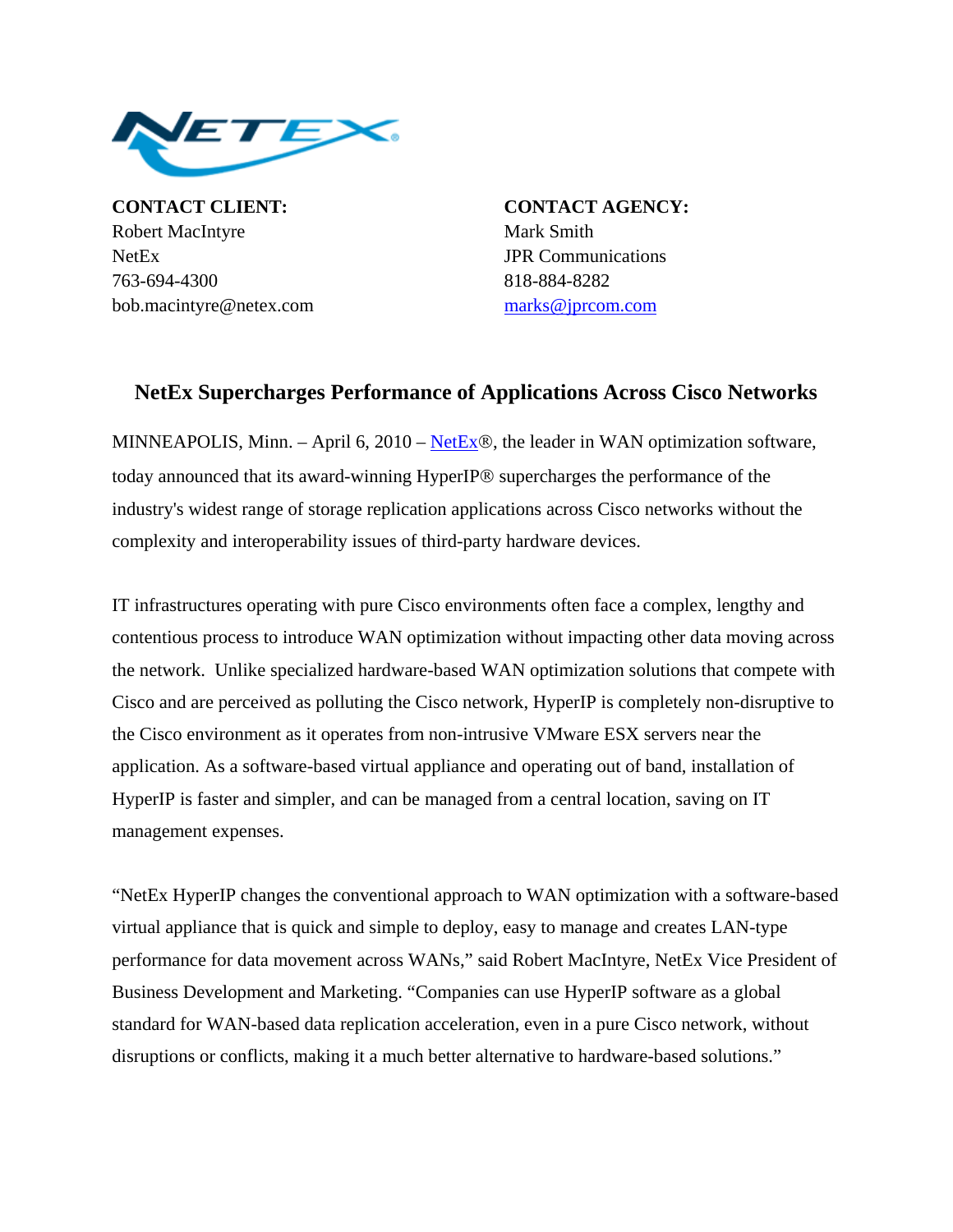**CONTACT CLIENT:**
Robert MacIntyre
NetEx
763-694-4300
bob.macintyre@netex.com

**CONTACT AGENCY:**
Mark Smith
JPR Communications
818-884-8282
marks@jprcom.com

## NetEx Supercharges Performance of Applications Across Cisco Networks

MINNEAPOLIS, Minn. – April 6, 2010 – NetEx®, the leader in WAN optimization software, today announced that its award-winning HyperIP® supercharges the performance of the industry's widest range of storage replication applications across Cisco networks without the complexity and interoperability issues of third-party hardware devices.

IT infrastructures operating with pure Cisco environments often face a complex, lengthy and contentious process to introduce WAN optimization without impacting other data moving across the network. Unlike specialized hardware-based WAN optimization solutions that compete with Cisco and are perceived as polluting the Cisco network, HyperIP is completely non-disruptive to the Cisco environment as it operates from non-intrusive VMware ESX servers near the application. As a software-based virtual appliance and operating out of band, installation of HyperIP is faster and simpler, and can be managed from a central location, saving on IT management expenses.

"NetEx HyperIP changes the conventional approach to WAN optimization with a software-based virtual appliance that is quick and simple to deploy, easy to manage and creates LAN-type performance for data movement across WANs," said Robert MacIntyre, NetEx Vice President of Business Development and Marketing. "Companies can use HyperIP software as a global standard for WAN-based data replication acceleration, even in a pure Cisco network, without disruptions or conflicts, making it a much better alternative to hardware-based solutions."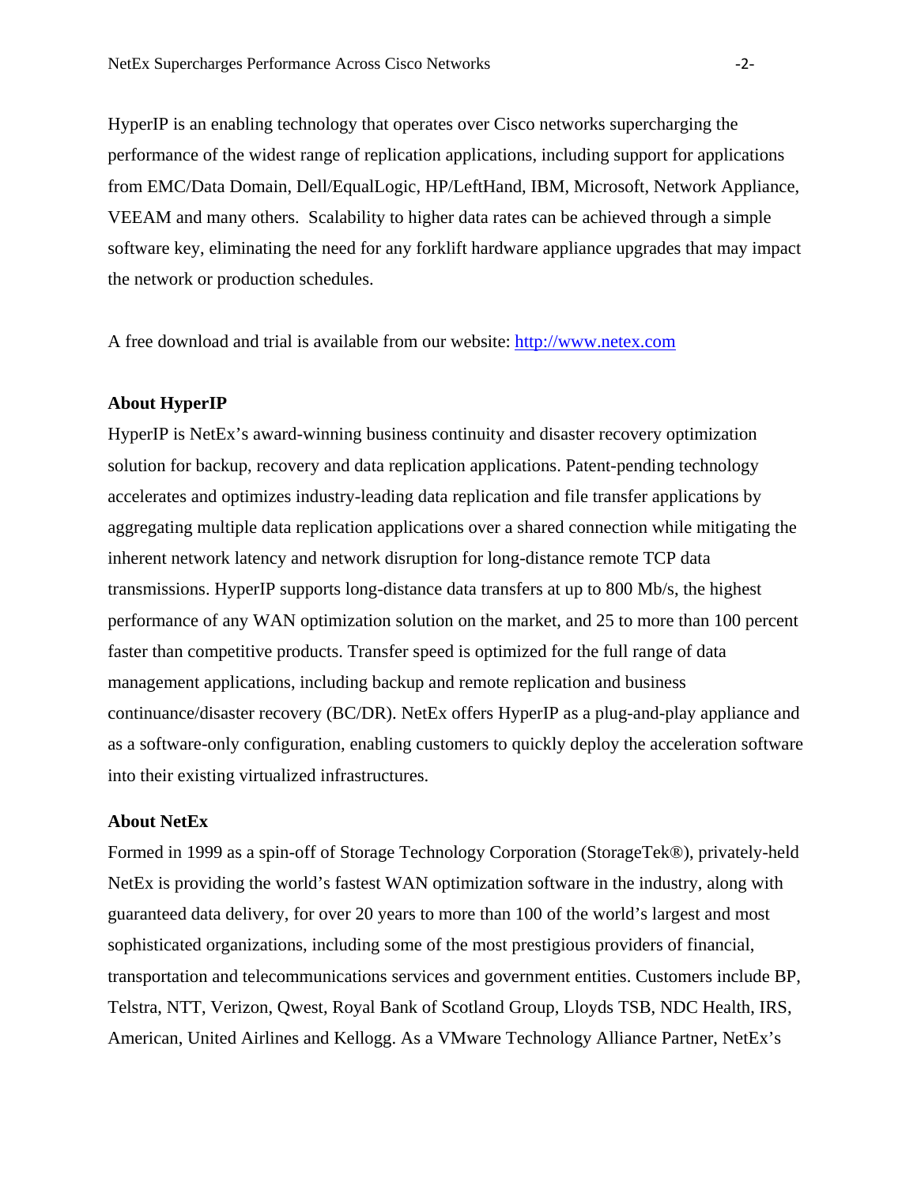HyperIP is an enabling technology that operates over Cisco networks supercharging the performance of the widest range of replication applications, including support for applications from EMC/Data Domain, Dell/EqualLogic, HP/LeftHand, IBM, Microsoft, Network Appliance, VEEAM and many others. Scalability to higher data rates can be achieved through a simple software key, eliminating the need for any forklift hardware appliance upgrades that may impact the network or production schedules.

A free download and trial is available from our website: [http://www.netex.com](http://www.netex.com)

**About HyperIP**

HyperIP is NetEx's award-winning business continuity and disaster recovery optimization solution for backup, recovery and data replication applications. Patent-pending technology accelerates and optimizes industry-leading data replication and file transfer applications by aggregating multiple data replication applications over a shared connection while mitigating the inherent network latency and network disruption for long-distance remote TCP data transmissions. HyperIP supports long-distance data transfers at up to 800 Mb/s, the highest performance of any WAN optimization solution on the market, and 25 to more than 100 percent faster than competitive products. Transfer speed is optimized for the full range of data management applications, including backup and remote replication and business continuance/disaster recovery (BC/DR). NetEx offers HyperIP as a plug-and-play appliance and as a software-only configuration, enabling customers to quickly deploy the acceleration software into their existing virtualized infrastructures.

**About NetEx**

Formed in 1999 as a spin-off of Storage Technology Corporation (StorageTek®), privately-held NetEx is providing the world's fastest WAN optimization software in the industry, along with guaranteed data delivery, for over 20 years to more than 100 of the world's largest and most sophisticated organizations, including some of the most prestigious providers of financial, transportation and telecommunications services and government entities. Customers include BP, Telstra, NTT, Verizon, Qwest, Royal Bank of Scotland Group, Lloyds TSB, NDC Health, IRS, American, United Airlines and Kellogg. As a VMware Technology Alliance Partner, NetEx's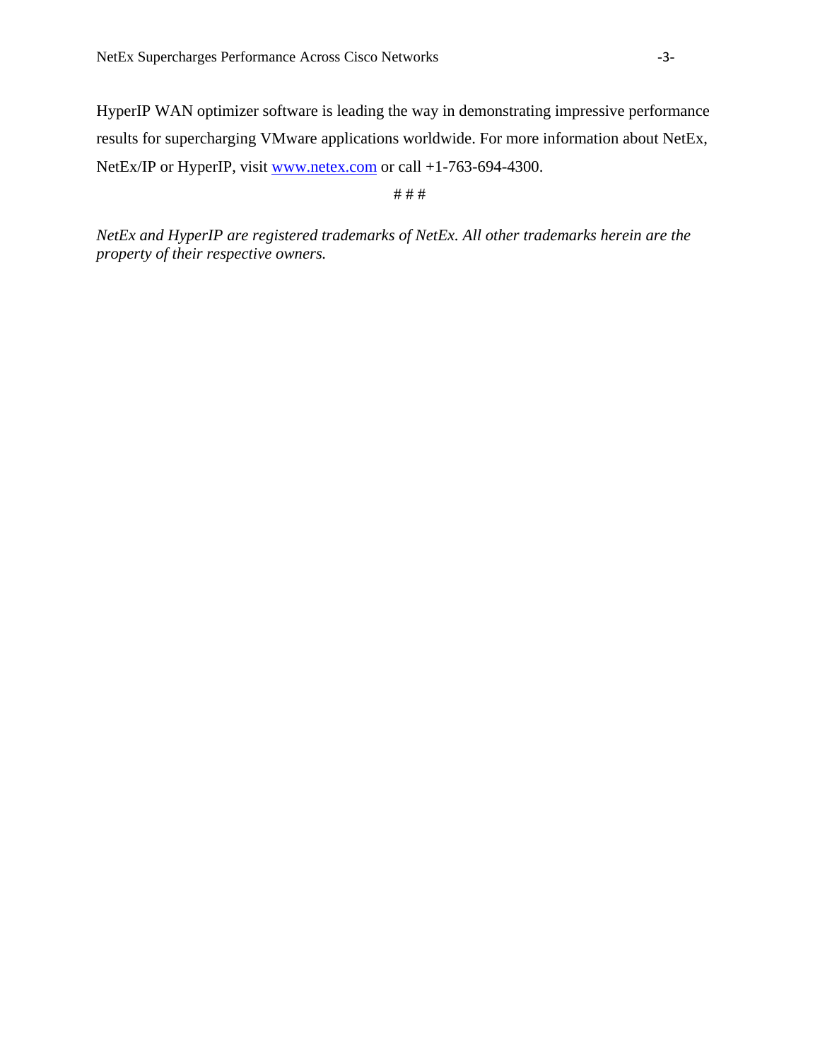HyperIP WAN optimizer software is leading the way in demonstrating impressive performance results for supercharging VMware applications worldwide. For more information about NetEx, NetEx/IP or HyperIP, visit www.netex.com or call +1-763-694-4300.

# # #

*NetEx and HyperIP are registered trademarks of NetEx. All other trademarks herein are the property of their respective owners.*